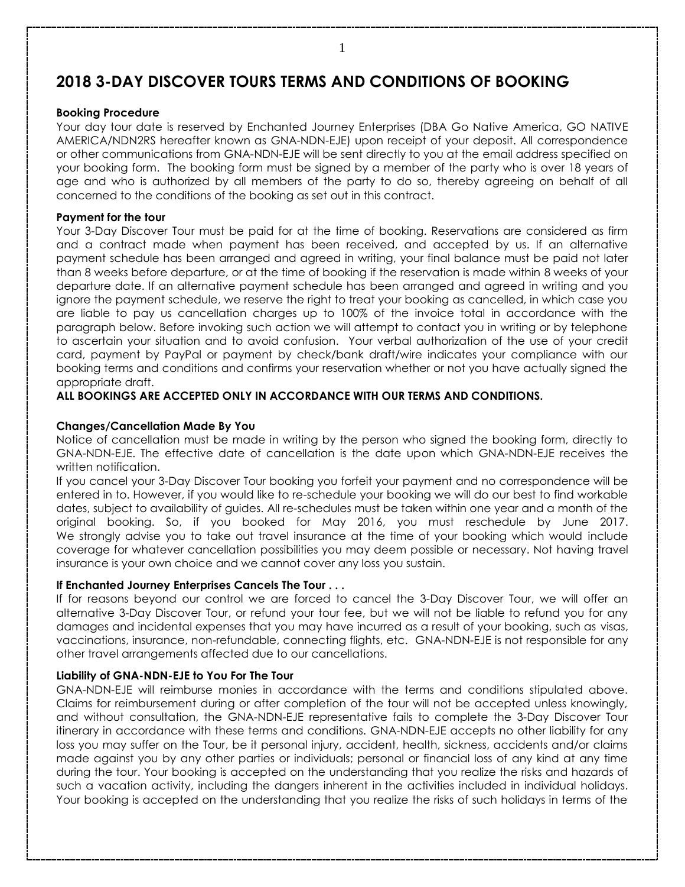# 2018 3-DAY DISCOVER TOURS TERMS AND CONDITIONS OF BOOKING

**Booking Procedure**

Your day tour date is reserved by Enchanted Journey Enterprises (DBA Go Native America, GO NATIVE AMERICA/NDN2RS hereafter known as GNA-NDN-EJE) upon receipt of your deposit. All correspondence or other communications from GNA-NDN-EJE will be sent directly to you at the email address specified on your booking form. The booking form must be signed by a member of the party who is over 18 years of age and who is authorized by all members of the party to do so, thereby agreeing on behalf of all concerned to the conditions of the booking as set out in this contract.

**Payment for the tour**

Your 3-Day Discover Tour must be paid for at the time of booking. Reservations are considered as firm and a contract made when payment has been received, and accepted by us. If an alternative payment schedule has been arranged and agreed in writing, your final balance must be paid not later than 8 weeks before departure, or at the time of booking if the reservation is made within 8 weeks of your departure date. If an alternative payment schedule has been arranged and agreed in writing and you ignore the payment schedule, we reserve the right to treat your booking as cancelled, in which case you are liable to pay us cancellation charges up to 100% of the invoice total in accordance with the paragraph below. Before invoking such action we will attempt to contact you in writing or by telephone to ascertain your situation and to avoid confusion. Your verbal authorization of the use of your credit card, payment by PayPal or payment by check/bank draft/wire indicates your compliance with our booking terms and conditions and confirms your reservation whether or not you have actually signed the appropriate draft.

**ALL BOOKINGS ARE ACCEPTED ONLY IN ACCORDANCE WITH OUR TERMS AND CONDITIONS.**

**Changes/Cancellation Made By You**

Notice of cancellation must be made in writing by the person who signed the booking form, directly to GNA-NDN-EJE. The effective date of cancellation is the date upon which GNA-NDN-EJE receives the written notification.

If you cancel your 3-Day Discover Tour booking you forfeit your payment and no correspondence will be entered in to. However, if you would like to re-schedule your booking we will do our best to find workable dates, subject to availability of guides. All re-schedules must be taken within one year and a month of the original booking. So, if you booked for May 2016, you must reschedule by June 2017. We strongly advise you to take out travel insurance at the time of your booking which would include coverage for whatever cancellation possibilities you may deem possible or necessary. Not having travel insurance is your own choice and we cannot cover any loss you sustain.

**If Enchanted Journey Enterprises Cancels The Tour . . .**

If for reasons beyond our control we are forced to cancel the 3-Day Discover Tour, we will offer an alternative 3-Day Discover Tour, or refund your tour fee, but we will not be liable to refund you for any damages and incidental expenses that you may have incurred as a result of your booking, such as visas, vaccinations, insurance, non-refundable, connecting flights, etc. GNA-NDN-EJE is not responsible for any other travel arrangements affected due to our cancellations.

**Liability of GNA-NDN-EJE to You For The Tour**

GNA-NDN-EJE will reimburse monies in accordance with the terms and conditions stipulated above. Claims for reimbursement during or after completion of the tour will not be accepted unless knowingly, and without consultation, the GNA-NDN-EJE representative fails to complete the 3-Day Discover Tour itinerary in accordance with these terms and conditions. GNA-NDN-EJE accepts no other liability for any loss you may suffer on the Tour, be it personal injury, accident, health, sickness, accidents and/or claims made against you by any other parties or individuals; personal or financial loss of any kind at any time during the tour. Your booking is accepted on the understanding that you realize the risks and hazards of such a vacation activity, including the dangers inherent in the activities included in individual holidays. Your booking is accepted on the understanding that you realize the risks of such holidays in terms of the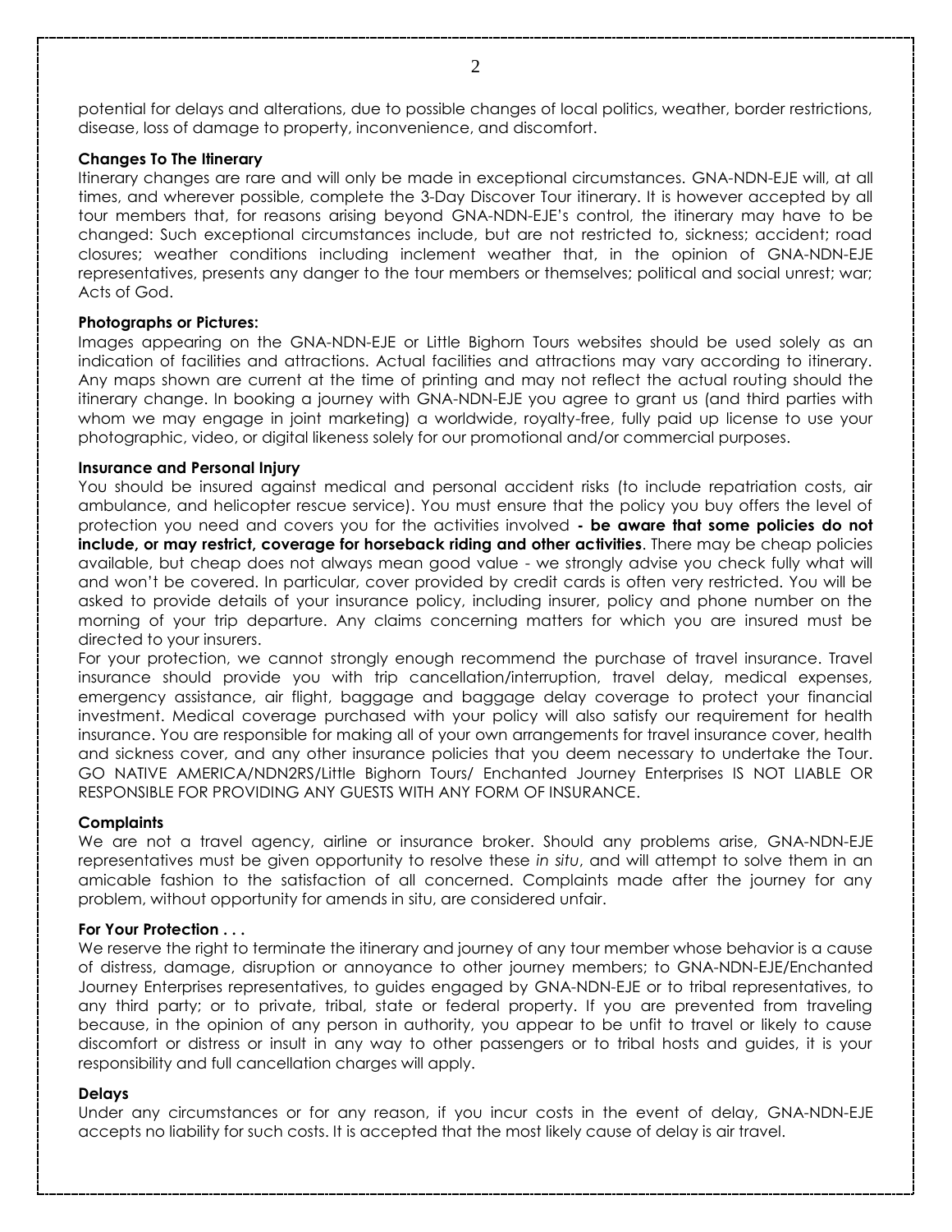potential for delays and alterations, due to possible changes of local politics, weather, border restrictions, disease, loss of damage to property, inconvenience, and discomfort.

**Changes To The Itinerary**

Itinerary changes are rare and will only be made in exceptional circumstances. GNA-NDN-EJE will, at all times, and wherever possible, complete the 3-Day Discover Tour itinerary. It is however accepted by all tour members that, for reasons arising beyond GNA-NDN-EJE's control, the itinerary may have to be changed: Such exceptional circumstances include, but are not restricted to, sickness; accident; road closures; weather conditions including inclement weather that, in the opinion of GNA-NDN-EJE representatives, presents any danger to the tour members or themselves; political and social unrest; war; Acts of God.

**Photographs or Pictures:**

Images appearing on the GNA-NDN-EJE or Little Bighorn Tours websites should be used solely as an indication of facilities and attractions. Actual facilities and attractions may vary according to itinerary. Any maps shown are current at the time of printing and may not reflect the actual routing should the itinerary change. In booking a journey with GNA-NDN-EJE you agree to grant us (and third parties with whom we may engage in joint marketing) a worldwide, royalty-free, fully paid up license to use your photographic, video, or digital likeness solely for our promotional and/or commercial purposes.

**Insurance and Personal Injury**

You should be insured against medical and personal accident risks (to include repatriation costs, air ambulance, and helicopter rescue service). You must ensure that the policy you buy offers the level of protection you need and covers you for the activities involved **- be aware that some policies do not include, or may restrict, coverage for horseback riding and other activities**. There may be cheap policies available, but cheap does not always mean good value - we strongly advise you check fully what will and won't be covered. In particular, cover provided by credit cards is often very restricted. You will be asked to provide details of your insurance policy, including insurer, policy and phone number on the morning of your trip departure. Any claims concerning matters for which you are insured must be directed to your insurers.

For your protection, we cannot strongly enough recommend the purchase of travel insurance. Travel insurance should provide you with trip cancellation/interruption, travel delay, medical expenses, emergency assistance, air flight, baggage and baggage delay coverage to protect your financial investment. Medical coverage purchased with your policy will also satisfy our requirement for health insurance. You are responsible for making all of your own arrangements for travel insurance cover, health and sickness cover, and any other insurance policies that you deem necessary to undertake the Tour. GO NATIVE AMERICA/NDN2RS/Little Bighorn Tours/ Enchanted Journey Enterprises IS NOT LIABLE OR RESPONSIBLE FOR PROVIDING ANY GUESTS WITH ANY FORM OF INSURANCE.

**Complaints**

We are not a travel agency, airline or insurance broker. Should any problems arise, GNA-NDN-EJE representatives must be given opportunity to resolve these *in situ*, and will attempt to solve them in an amicable fashion to the satisfaction of all concerned. Complaints made after the journey for any problem, without opportunity for amends in situ, are considered unfair.

**For Your Protection . . .**

We reserve the right to terminate the itinerary and journey of any tour member whose behavior is a cause of distress, damage, disruption or annoyance to other journey members; to GNA-NDN-EJE/Enchanted Journey Enterprises representatives, to guides engaged by GNA-NDN-EJE or to tribal representatives, to any third party; or to private, tribal, state or federal property. If you are prevented from traveling because, in the opinion of any person in authority, you appear to be unfit to travel or likely to cause discomfort or distress or insult in any way to other passengers or to tribal hosts and guides, it is your responsibility and full cancellation charges will apply.

**Delays**

Under any circumstances or for any reason, if you incur costs in the event of delay, GNA-NDN-EJE accepts no liability for such costs. It is accepted that the most likely cause of delay is air travel.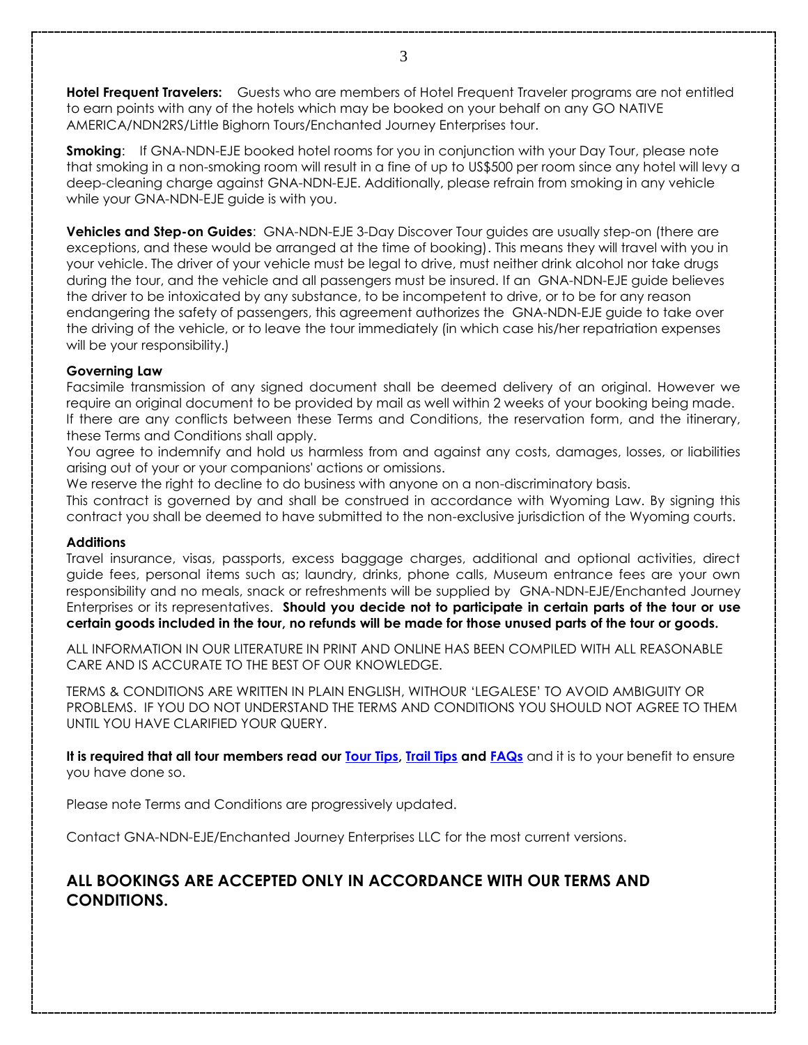**Hotel Frequent Travelers:** Guests who are members of Hotel Frequent Traveler programs are not entitled to earn points with any of the hotels which may be booked on your behalf on any GO NATIVE AMERICA/NDN2RS/Little Bighorn Tours/Enchanted Journey Enterprises tour.

**Smoking**: If GNA-NDN-EJE booked hotel rooms for you in conjunction with your Day Tour, please note that smoking in a non-smoking room will result in a fine of up to US$500 per room since any hotel will levy a deep-cleaning charge against GNA-NDN-EJE. Additionally, please refrain from smoking in any vehicle while your GNA-NDN-EJE guide is with you.

**Vehicles and Step-on Guides**: GNA-NDN-EJE 3-Day Discover Tour guides are usually step-on (there are exceptions, and these would be arranged at the time of booking). This means they will travel with you in your vehicle. The driver of your vehicle must be legal to drive, must neither drink alcohol nor take drugs during the tour, and the vehicle and all passengers must be insured. If an GNA-NDN-EJE guide believes the driver to be intoxicated by any substance, to be incompetent to drive, or to be for any reason endangering the safety of passengers, this agreement authorizes the GNA-NDN-EJE guide to take over the driving of the vehicle, or to leave the tour immediately (in which case his/her repatriation expenses will be your responsibility.)

**Governing Law**

Facsimile transmission of any signed document shall be deemed delivery of an original. However we require an original document to be provided by mail as well within 2 weeks of your booking being made.
If there are any conflicts between these Terms and Conditions, the reservation form, and the itinerary, these Terms and Conditions shall apply.
You agree to indemnify and hold us harmless from and against any costs, damages, losses, or liabilities arising out of your or your companions' actions or omissions.
We reserve the right to decline to do business with anyone on a non-discriminatory basis.
This contract is governed by and shall be construed in accordance with Wyoming Law. By signing this contract you shall be deemed to have submitted to the non-exclusive jurisdiction of the Wyoming courts.

**Additions**

Travel insurance, visas, passports, excess baggage charges, additional and optional activities, direct guide fees, personal items such as; laundry, drinks, phone calls, Museum entrance fees are your own responsibility and no meals, snack or refreshments will be supplied by GNA-NDN-EJE/Enchanted Journey Enterprises or its representatives. **Should you decide not to participate in certain parts of the tour or use certain goods included in the tour, no refunds will be made for those unused parts of the tour or goods.**

ALL INFORMATION IN OUR LITERATURE IN PRINT AND ONLINE HAS BEEN COMPILED WITH ALL REASONABLE CARE AND IS ACCURATE TO THE BEST OF OUR KNOWLEDGE.

TERMS & CONDITIONS ARE WRITTEN IN PLAIN ENGLISH, WITHOUR 'LEGALESE' TO AVOID AMBIGUITY OR PROBLEMS. IF YOU DO NOT UNDERSTAND THE TERMS AND CONDITIONS YOU SHOULD NOT AGREE TO THEM UNTIL YOU HAVE CLARIFIED YOUR QUERY.

**It is required that all tour members read our Tour Tips, Trail Tips and FAQs** and it is to your benefit to ensure you have done so.

Please note Terms and Conditions are progressively updated.

Contact GNA-NDN-EJE/Enchanted Journey Enterprises LLC for the most current versions.

## ALL BOOKINGS ARE ACCEPTED ONLY IN ACCORDANCE WITH OUR TERMS AND CONDITIONS.